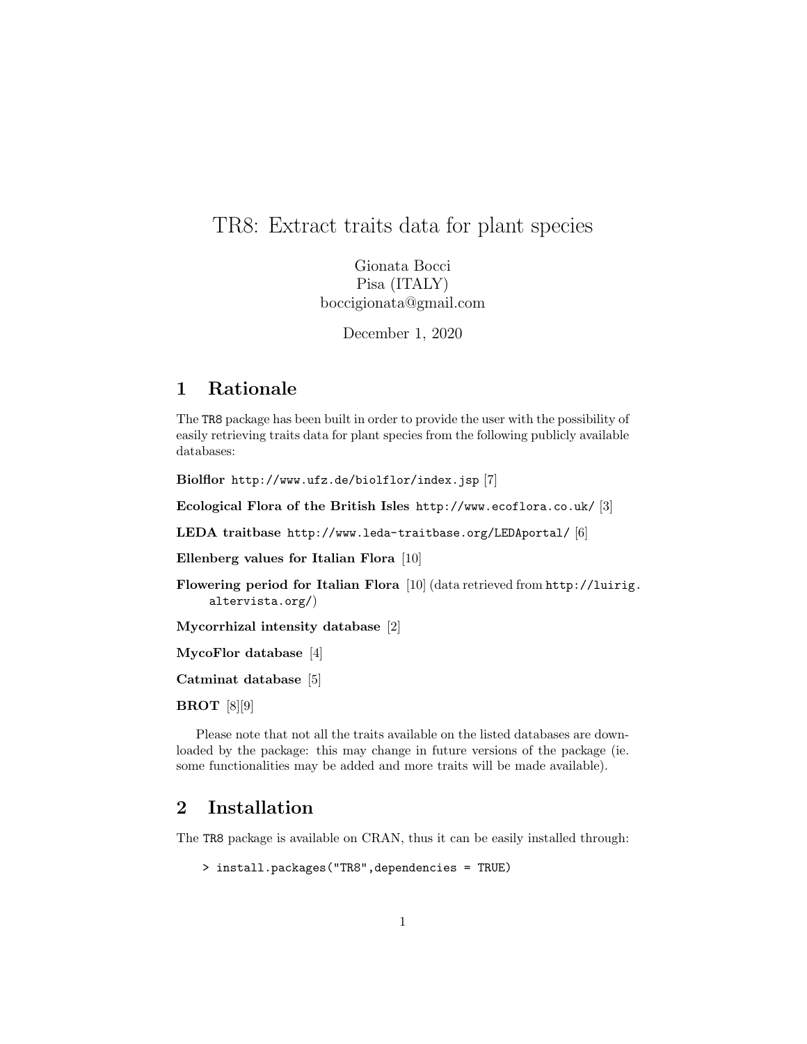# TR8: Extract traits data for plant species

Gionata Bocci
Pisa (ITALY)
boccigionata@gmail.com

December 1, 2020

## 1 Rationale

The `TR8` package has been built in order to provide the user with the possibility of easily retrieving traits data for plant species from the following publicly available databases:

**Biolflor** `http://www.ufz.de/biolflor/index.jsp` [7]

**Ecological Flora of the British Isles** `http://www.ecoflora.co.uk/` [3]

**LEDA traitbase** `http://www.leda-traitbase.org/LEDAportal/` [6]

**Ellenberg values for Italian Flora** [10]

**Flowering period for Italian Flora** [10] (data retrieved from `http://luirig.altervista.org/`)

**Mycorrhizal intensity database** [2]

**MycoFlor database** [4]

**Catminat database** [5]

**BROT** [8][9]

Please note that not all the traits available on the listed databases are downloaded by the package: this may change in future versions of the package (ie. some functionalities may be added and more traits will be made available).

## 2 Installation

The `TR8` package is available on CRAN, thus it can be easily installed through:

```
> install.packages("TR8",dependencies = TRUE)
```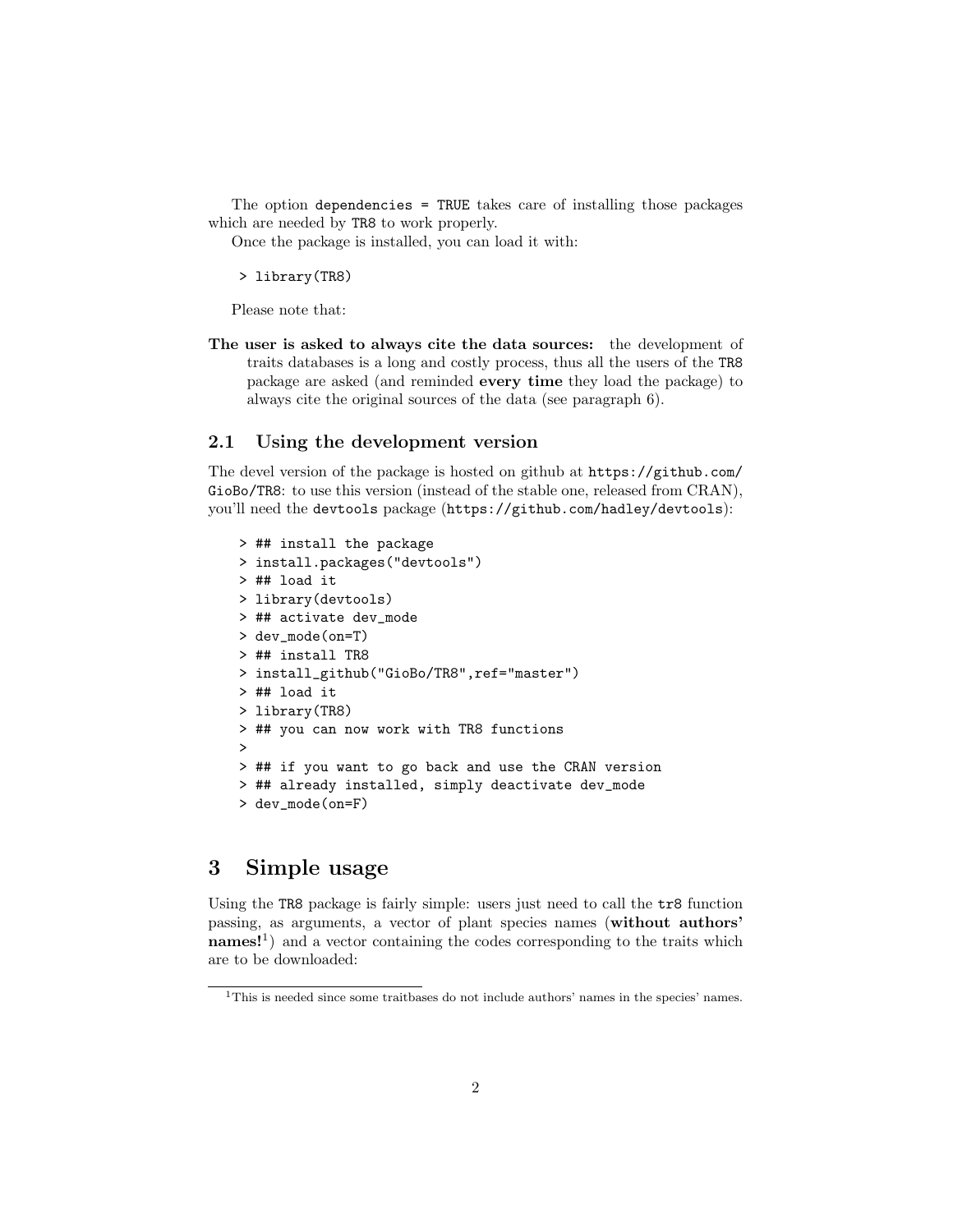The option `dependencies = TRUE` takes care of installing those packages which are needed by TR8 to work properly.

Once the package is installed, you can load it with:

```
> library(TR8)
```

Please note that:

**The user is asked to always cite the data sources:** the development of traits databases is a long and costly process, thus all the users of the TR8 package are asked (and reminded **every time** they load the package) to always cite the original sources of the data (see paragraph 6).

## 2.1 Using the development version

The devel version of the package is hosted on github at https://github.com/GioBo/TR8: to use this version (instead of the stable one, released from CRAN), you'll need the devtools package (https://github.com/hadley/devtools):

```
> ## install the package
> install.packages("devtools")
> ## load it
> library(devtools)
> ## activate dev_mode
> dev_mode(on=T)
> ## install TR8
> install_github("GioBo/TR8",ref="master")
> ## load it
> library(TR8)
> ## you can now work with TR8 functions
>
> ## if you want to go back and use the CRAN version
> ## already installed, simply deactivate dev_mode
> dev_mode(on=F)
```

# 3 Simple usage

Using the TR8 package is fairly simple: users just need to call the tr8 function passing, as arguments, a vector of plant species names (**without authors' names!**[1]) and a vector containing the codes corresponding to the traits which are to be downloaded:

[1] This is needed since some traitbases do not include authors' names in the species' names.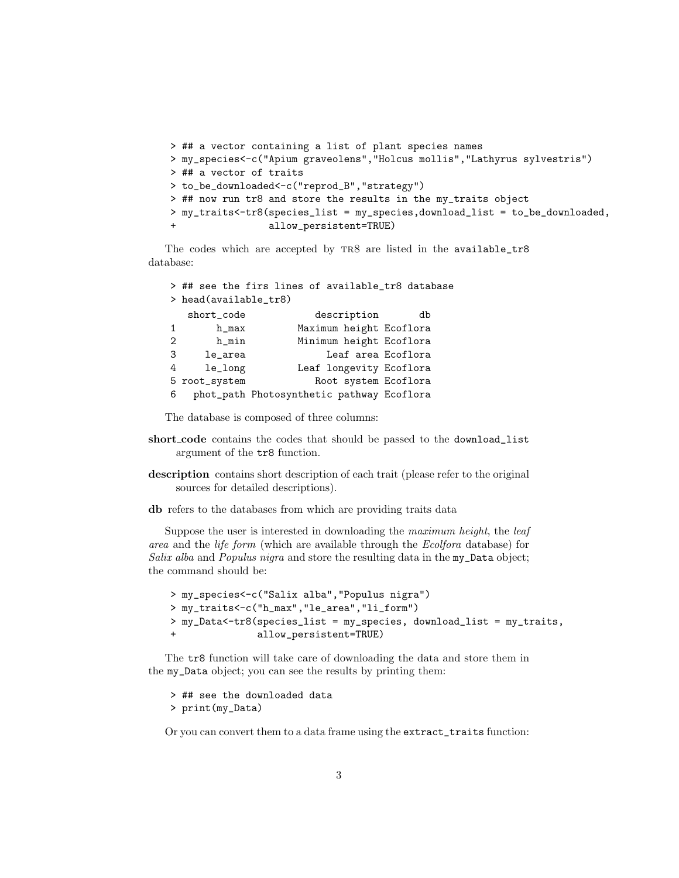```
> ## a vector containing a list of plant species names
> my_species<-c("Apium graveolens","Holcus mollis","Lathyrus sylvestris")
> ## a vector of traits
> to_be_downloaded<-c("reprod_B","strategy")
> ## now run tr8 and store the results in the my_traits object
> my_traits<-tr8(species_list = my_species,download_list = to_be_downloaded,
+                allow_persistent=TRUE)
```

The codes which are accepted by TR8 are listed in the `available_tr8` database:

```
> ## see the firs lines of available_tr8 database
> head(available_tr8)
   short_code            description       db
1       h_max         Maximum height Ecoflora
2       h_min         Minimum height Ecoflora
3     le_area              Leaf area Ecoflora
4     le_long         Leaf longevity Ecoflora
5 root_system            Root system Ecoflora
6   phot_path Photosynthetic pathway Ecoflora
```

The database is composed of three columns:

**short_code** contains the codes that should be passed to the `download_list` argument of the `tr8` function.

**description** contains short description of each trait (please refer to the original sources for detailed descriptions).

**db** refers to the databases from which are providing traits data

Suppose the user is interested in downloading the *maximum height*, the *leaf area* and the *life form* (which are available through the *Ecolfora* database) for *Salix alba* and *Populus nigra* and store the resulting data in the `my_Data` object; the command should be:

```
> my_species<-c("Salix alba","Populus nigra")
> my_traits<-c("h_max","le_area","li_form")
> my_Data<-tr8(species_list = my_species, download_list = my_traits,
+              allow_persistent=TRUE)
```

The `tr8` function will take care of downloading the data and store them in the `my_Data` object; you can see the results by printing them:

```
> ## see the downloaded data
> print(my_Data)
```

Or you can convert them to a data frame using the `extract_traits` function: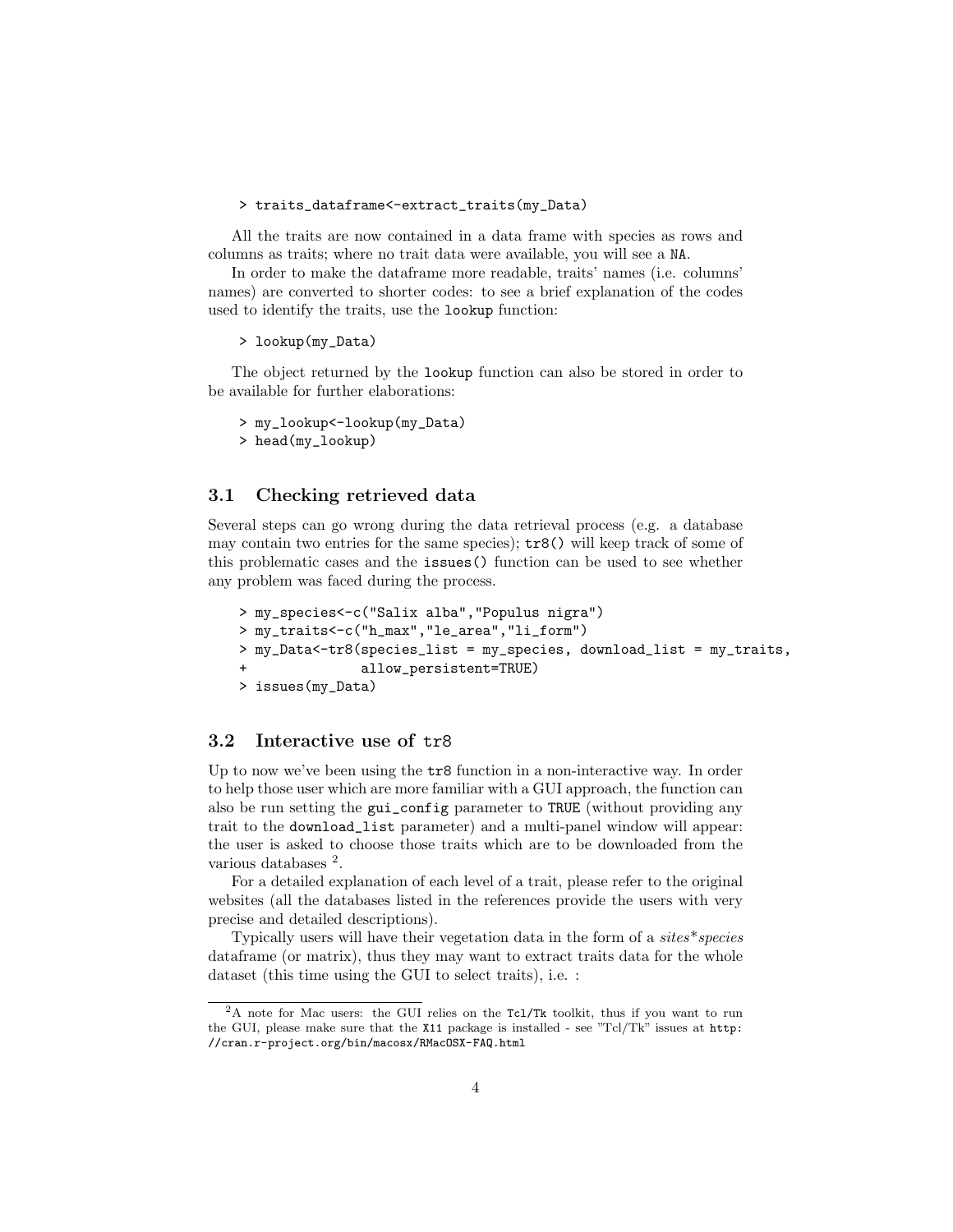```
> traits_dataframe<-extract_traits(my_Data)
```

All the traits are now contained in a data frame with species as rows and columns as traits; where no trait data were available, you will see a `NA`.

In order to make the dataframe more readable, traits' names (i.e. columns' names) are converted to shorter codes: to see a brief explanation of the codes used to identify the traits, use the `lookup` function:

```
> lookup(my_Data)
```

The object returned by the `lookup` function can also be stored in order to be available for further elaborations:

```
> my_lookup<-lookup(my_Data)
> head(my_lookup)
```

### 3.1 Checking retrieved data

Several steps can go wrong during the data retrieval process (e.g. a database may contain two entries for the same species); `tr8()` will keep track of some of this problematic cases and the `issues()` function can be used to see whether any problem was faced during the process.

```
> my_species<-c("Salix alba","Populus nigra")
> my_traits<-c("h_max","le_area","li_form")
> my_Data<-tr8(species_list = my_species, download_list = my_traits,
+              allow_persistent=TRUE)
> issues(my_Data)
```

### 3.2 Interactive use of tr8

Up to now we've been using the `tr8` function in a non-interactive way. In order to help those user which are more familiar with a GUI approach, the function can also be run setting the `gui_config` parameter to `TRUE` (without providing any trait to the `download_list` parameter) and a multi-panel window will appear: the user is asked to choose those traits which are to be downloaded from the various databases [2].

For a detailed explanation of each level of a trait, please refer to the original websites (all the databases listed in the references provide the users with very precise and detailed descriptions).

Typically users will have their vegetation data in the form of a *sites\*species* dataframe (or matrix), thus they may want to extract traits data for the whole dataset (this time using the GUI to select traits), i.e. :

---

[2] A note for Mac users: the GUI relies on the `Tcl/Tk` toolkit, thus if you want to run the GUI, please make sure that the `X11` package is installed - see "Tcl/Tk" issues at `http://cran.r-project.org/bin/macosx/RMacOSX-FAQ.html`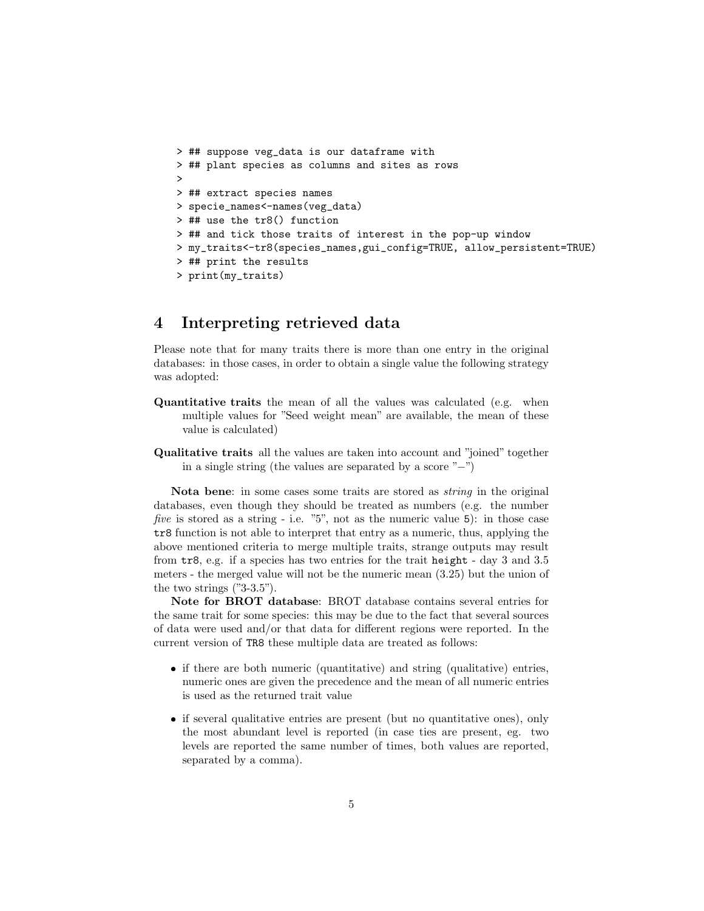```
> ## suppose veg_data is our dataframe with
> ## plant species as columns and sites as rows
>
> ## extract species names
> specie_names<-names(veg_data)
> ## use the tr8() function
> ## and tick those traits of interest in the pop-up window
> my_traits<-tr8(species_names,gui_config=TRUE, allow_persistent=TRUE)
> ## print the results
> print(my_traits)
```

# 4 Interpreting retrieved data

Please note that for many traits there is more than one entry in the original databases: in those cases, in order to obtain a single value the following strategy was adopted:

**Quantitative traits** the mean of all the values was calculated (e.g. when multiple values for "Seed weight mean" are available, the mean of these value is calculated)

**Qualitative traits** all the values are taken into account and "joined" together in a single string (the values are separated by a score "−")

**Nota bene**: in some cases some traits are stored as *string* in the original databases, even though they should be treated as numbers (e.g. the number *five* is stored as a string - i.e. "5", not as the numeric value `5`): in those case `tr8` function is not able to interpret that entry as a numeric, thus, applying the above mentioned criteria to merge multiple traits, strange outputs may result from `tr8`, e.g. if a species has two entries for the trait `height` - day 3 and 3.5 meters - the merged value will not be the numeric mean (3.25) but the union of the two strings ("3-3.5").

**Note for BROT database**: BROT database contains several entries for the same trait for some species: this may be due to the fact that several sources of data were used and/or that data for different regions were reported. In the current version of `TR8` these multiple data are treated as follows:

- if there are both numeric (quantitative) and string (qualitative) entries, numeric ones are given the precedence and the mean of all numeric entries is used as the returned trait value
- if several qualitative entries are present (but no quantitative ones), only the most abundant level is reported (in case ties are present, eg. two levels are reported the same number of times, both values are reported, separated by a comma).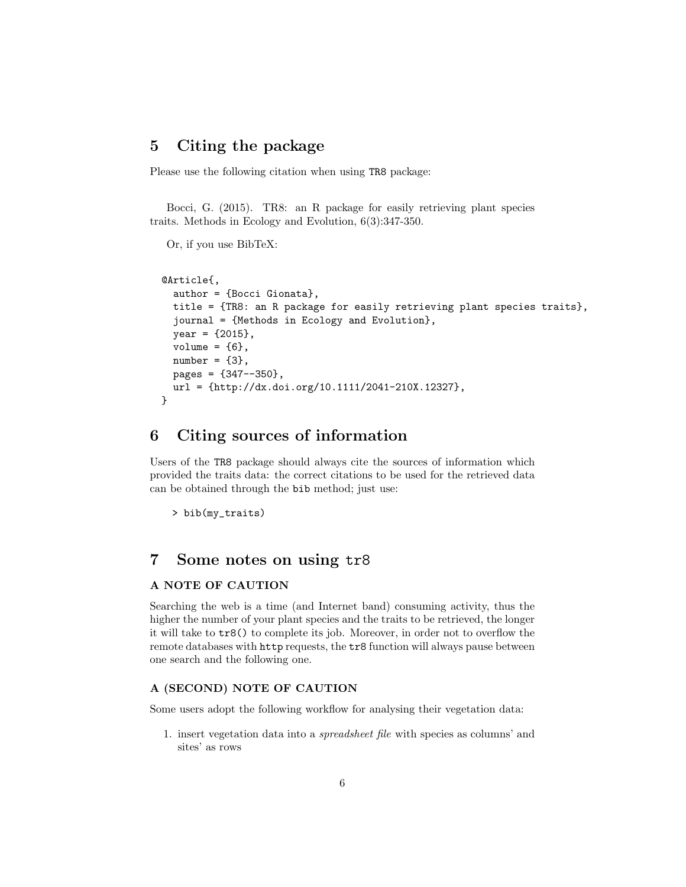## 5 Citing the package

Please use the following citation when using `TR8` package:

Bocci, G. (2015). TR8: an R package for easily retrieving plant species traits. Methods in Ecology and Evolution, 6(3):347-350.

Or, if you use BibTeX:

```
@Article{,
  author = {Bocci Gionata},
  title = {TR8: an R package for easily retrieving plant species traits},
  journal = {Methods in Ecology and Evolution},
  year = {2015},
  volume = {6},
  number = {3},
  pages = {347--350},
  url = {http://dx.doi.org/10.1111/2041-210X.12327},
}
```

## 6 Citing sources of information

Users of the `TR8` package should always cite the sources of information which provided the traits data: the correct citations to be used for the retrieved data can be obtained through the `bib` method; just use:

```
> bib(my_traits)
```

## 7 Some notes on using `tr8`

### A NOTE OF CAUTION

Searching the web is a time (and Internet band) consuming activity, thus the higher the number of your plant species and the traits to be retrieved, the longer it will take to `tr8()` to complete its job. Moreover, in order not to overflow the remote databases with `http` requests, the `tr8` function will always pause between one search and the following one.

### A (SECOND) NOTE OF CAUTION

Some users adopt the following workflow for analysing their vegetation data:

1. insert vegetation data into a *spreadsheet file* with species as columns' and sites' as rows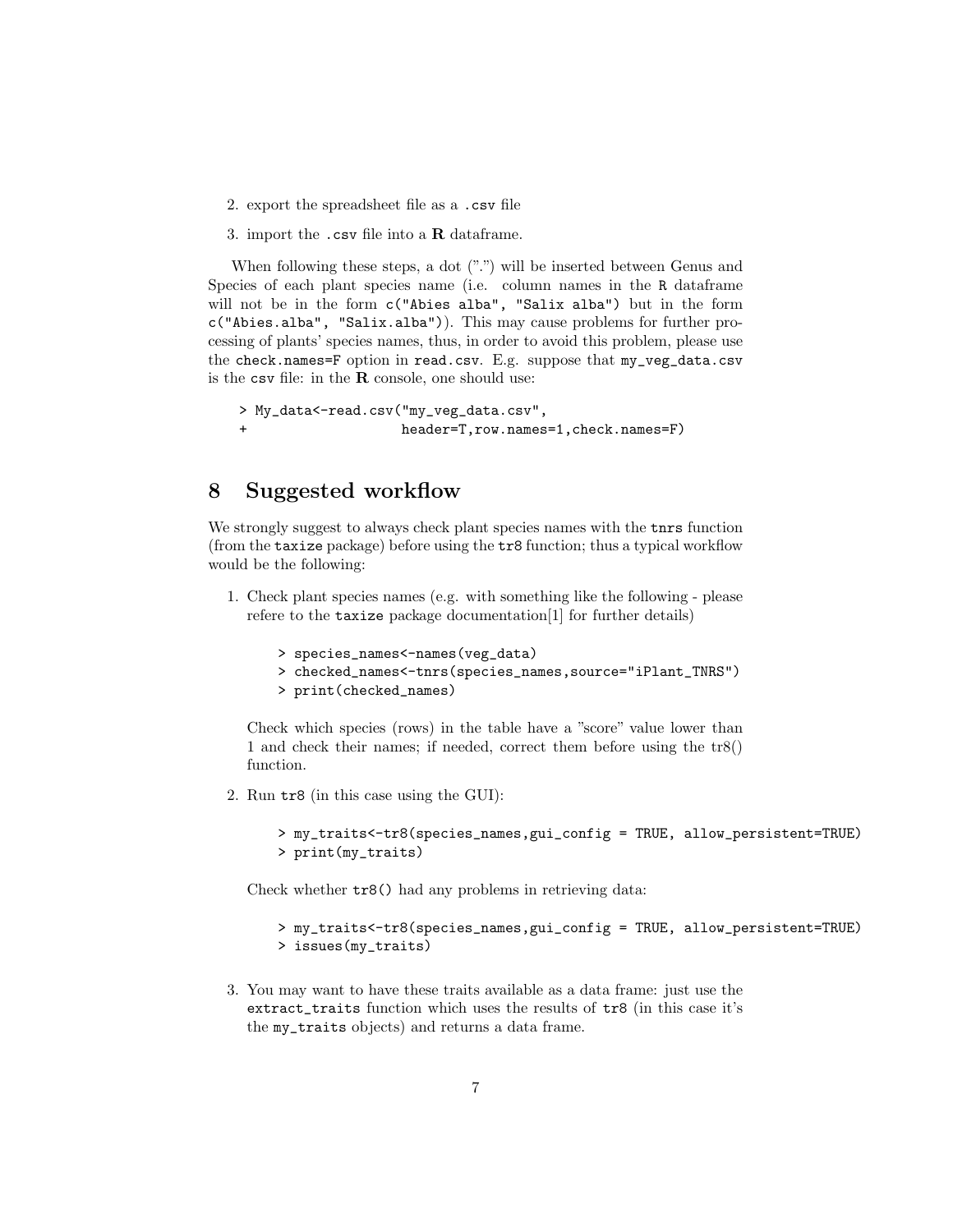2. export the spreadsheet file as a `.csv` file
3. import the `.csv` file into a **R** dataframe.

When following these steps, a dot (".") will be inserted between Genus and Species of each plant species name (i.e. column names in the R dataframe will not be in the form `c("Abies alba", "Salix alba")` but in the form `c("Abies.alba", "Salix.alba")`). This may cause problems for further processing of plants' species names, thus, in order to avoid this problem, please use the `check.names=F` option in `read.csv`. E.g. suppose that `my_veg_data.csv` is the `csv` file: in the **R** console, one should use:

```
> My_data<-read.csv("my_veg_data.csv",
+                   header=T,row.names=1,check.names=F)
```

## 8 Suggested workflow

We strongly suggest to always check plant species names with the `tnrs` function (from the `taxize` package) before using the `tr8` function; thus a typical workflow would be the following:

1. Check plant species names (e.g. with something like the following - please refere to the `taxize` package documentation[1] for further details)

   ```
   > species_names<-names(veg_data)
   > checked_names<-tnrs(species_names,source="iPlant_TNRS")
   > print(checked_names)
   ```

   Check which species (rows) in the table have a "score" value lower than 1 and check their names; if needed, correct them before using the tr8() function.

2. Run `tr8` (in this case using the GUI):

   ```
   > my_traits<-tr8(species_names,gui_config = TRUE, allow_persistent=TRUE)
   > print(my_traits)
   ```

   Check whether `tr8()` had any problems in retrieving data:

   ```
   > my_traits<-tr8(species_names,gui_config = TRUE, allow_persistent=TRUE)
   > issues(my_traits)
   ```

3. You may want to have these traits available as a data frame: just use the `extract_traits` function which uses the results of `tr8` (in this case it's the `my_traits` objects) and returns a data frame.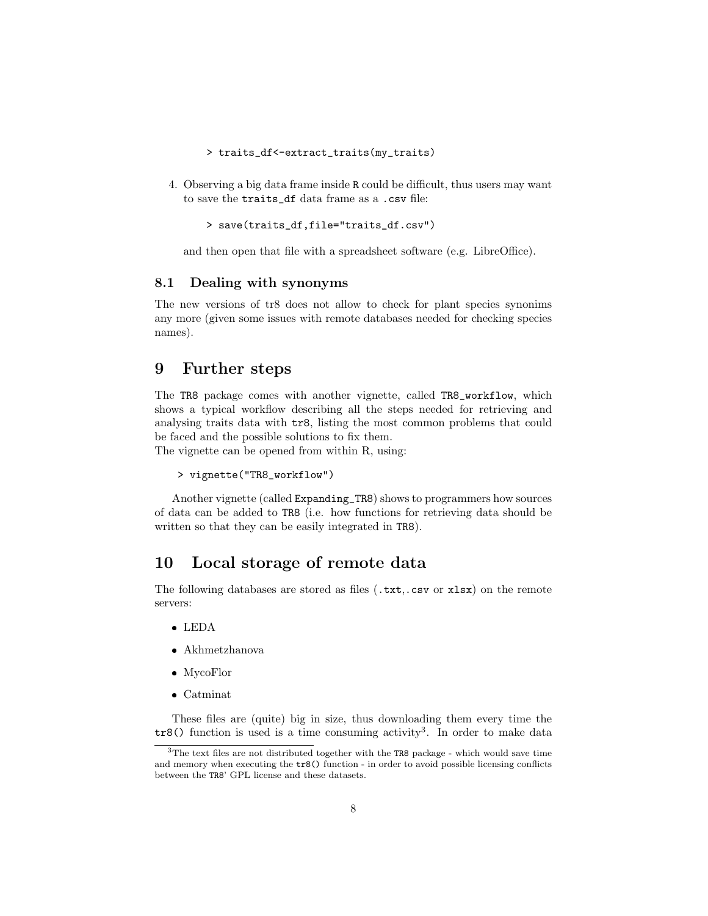```
> traits_df<-extract_traits(my_traits)
```

4. Observing a big data frame inside R could be difficult, thus users may want to save the traits_df data frame as a .csv file:

   ```
   > save(traits_df,file="traits_df.csv")
   ```

   and then open that file with a spreadsheet software (e.g. LibreOffice).

### 8.1 Dealing with synonyms

The new versions of tr8 does not allow to check for plant species synonims any more (given some issues with remote databases needed for checking species names).

## 9 Further steps

The TR8 package comes with another vignette, called TR8_workflow, which shows a typical workflow describing all the steps needed for retrieving and analysing traits data with tr8, listing the most common problems that could be faced and the possible solutions to fix them.
The vignette can be opened from within R, using:

```
> vignette("TR8_workflow")
```

Another vignette (called Expanding_TR8) shows to programmers how sources of data can be added to TR8 (i.e. how functions for retrieving data should be written so that they can be easily integrated in TR8).

## 10 Local storage of remote data

The following databases are stored as files (.txt,.csv or xlsx) on the remote servers:

- LEDA
- Akhmetzhanova
- MycoFlor
- Catminat

These files are (quite) big in size, thus downloading them every time the tr8() function is used is a time consuming activity[3]. In order to make data

[3] The text files are not distributed together with the TR8 package - which would save time and memory when executing the tr8() function - in order to avoid possible licensing conflicts between the TR8' GPL license and these datasets.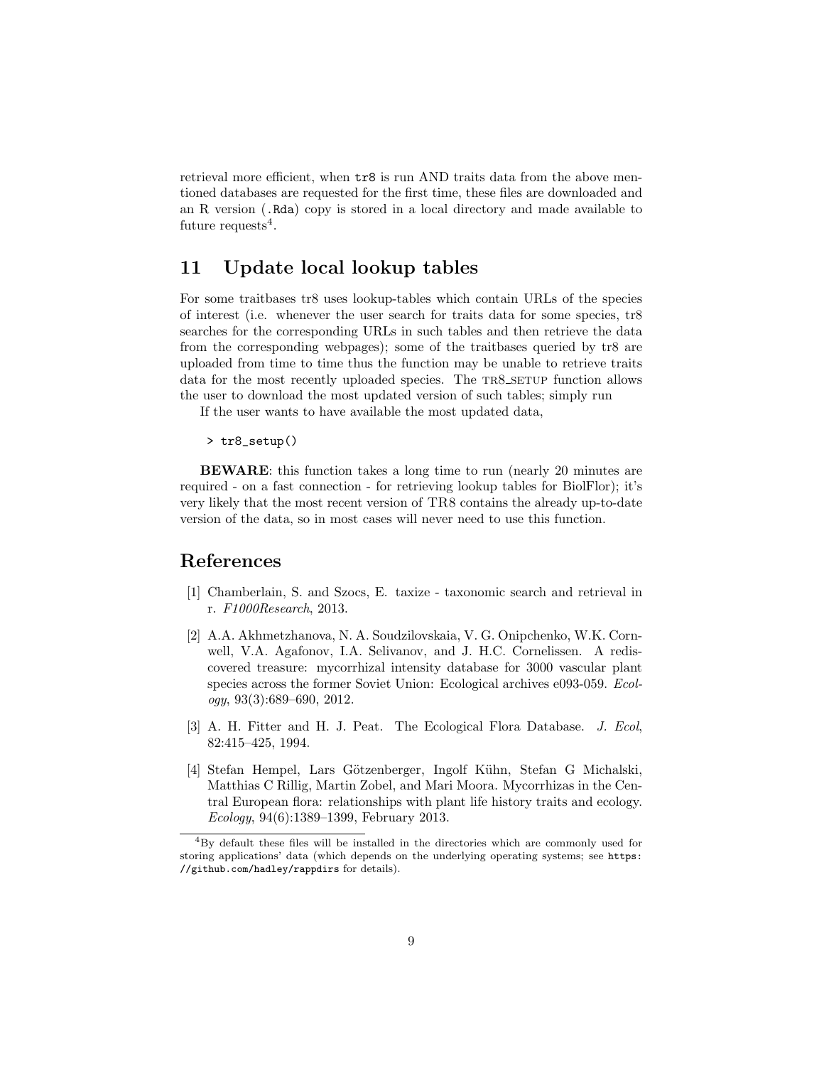retrieval more efficient, when `tr8` is run AND traits data from the above mentioned databases are requested for the first time, these files are downloaded and an R version (`.Rda`) copy is stored in a local directory and made available to future requests[4].

## 11 Update local lookup tables

For some traitbases tr8 uses lookup-tables which contain URLs of the species of interest (i.e. whenever the user search for traits data for some species, tr8 searches for the corresponding URLs in such tables and then retrieve the data from the corresponding webpages); some of the traitbases queried by tr8 are uploaded from time to time thus the function may be unable to retrieve traits data for the most recently uploaded species. The TR8_SETUP function allows the user to download the most updated version of such tables; simply run

If the user wants to have available the most updated data,

```
> tr8_setup()
```

**BEWARE**: this function takes a long time to run (nearly 20 minutes are required - on a fast connection - for retrieving lookup tables for BiolFlor); it's very likely that the most recent version of TR8 contains the already up-to-date version of the data, so in most cases will never need to use this function.

## References

[1] Chamberlain, S. and Szocs, E. taxize - taxonomic search and retrieval in r. *F1000Research*, 2013.

[2] A.A. Akhmetzhanova, N. A. Soudzilovskaia, V. G. Onipchenko, W.K. Cornwell, V.A. Agafonov, I.A. Selivanov, and J. H.C. Cornelissen. A rediscovered treasure: mycorrhizal intensity database for 3000 vascular plant species across the former Soviet Union: Ecological archives e093-059. *Ecology*, 93(3):689–690, 2012.

[3] A. H. Fitter and H. J. Peat. The Ecological Flora Database. *J. Ecol*, 82:415–425, 1994.

[4] Stefan Hempel, Lars Götzenberger, Ingolf Kühn, Stefan G Michalski, Matthias C Rillig, Martin Zobel, and Mari Moora. Mycorrhizas in the Central European flora: relationships with plant life history traits and ecology. *Ecology*, 94(6):1389–1399, February 2013.

[4] By default these files will be installed in the directories which are commonly used for storing applications' data (which depends on the underlying operating systems; see `https://github.com/hadley/rappdirs` for details).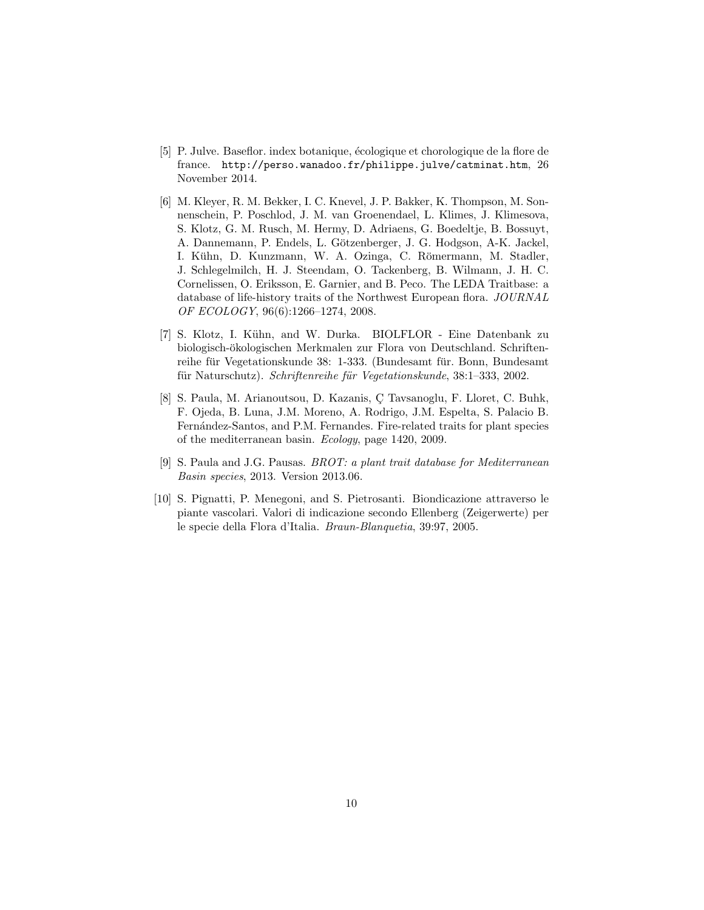[5] P. Julve. Baseflor. index botanique, écologique et chorologique de la flore de france. `http://perso.wanadoo.fr/philippe.julve/catminat.htm`, 26 November 2014.

[6] M. Kleyer, R. M. Bekker, I. C. Knevel, J. P. Bakker, K. Thompson, M. Sonnenschein, P. Poschlod, J. M. van Groenendael, L. Klimes, J. Klimesova, S. Klotz, G. M. Rusch, M. Hermy, D. Adriaens, G. Boedeltje, B. Bossuyt, A. Dannemann, P. Endels, L. Götzenberger, J. G. Hodgson, A-K. Jackel, I. Kühn, D. Kunzmann, W. A. Ozinga, C. Römermann, M. Stadler, J. Schlegelmilch, H. J. Steendam, O. Tackenberg, B. Wilmann, J. H. C. Cornelissen, O. Eriksson, E. Garnier, and B. Peco. The LEDA Traitbase: a database of life-history traits of the Northwest European flora. *JOURNAL OF ECOLOGY*, 96(6):1266–1274, 2008.

[7] S. Klotz, I. Kühn, and W. Durka. BIOLFLOR - Eine Datenbank zu biologisch-ökologischen Merkmalen zur Flora von Deutschland. Schriftenreihe für Vegetationskunde 38: 1-333. (Bundesamt für. Bonn, Bundesamt für Naturschutz). *Schriftenreihe für Vegetationskunde*, 38:1–333, 2002.

[8] S. Paula, M. Arianoutsou, D. Kazanis, Ç Tavsanoglu, F. Lloret, C. Buhk, F. Ojeda, B. Luna, J.M. Moreno, A. Rodrigo, J.M. Espelta, S. Palacio B. Fernández-Santos, and P.M. Fernandes. Fire-related traits for plant species of the mediterranean basin. *Ecology*, page 1420, 2009.

[9] S. Paula and J.G. Pausas. *BROT: a plant trait database for Mediterranean Basin species*, 2013. Version 2013.06.

[10] S. Pignatti, P. Menegoni, and S. Pietrosanti. Biondicazione attraverso le piante vascolari. Valori di indicazione secondo Ellenberg (Zeigerwerte) per le specie della Flora d'Italia. *Braun-Blanquetia*, 39:97, 2005.